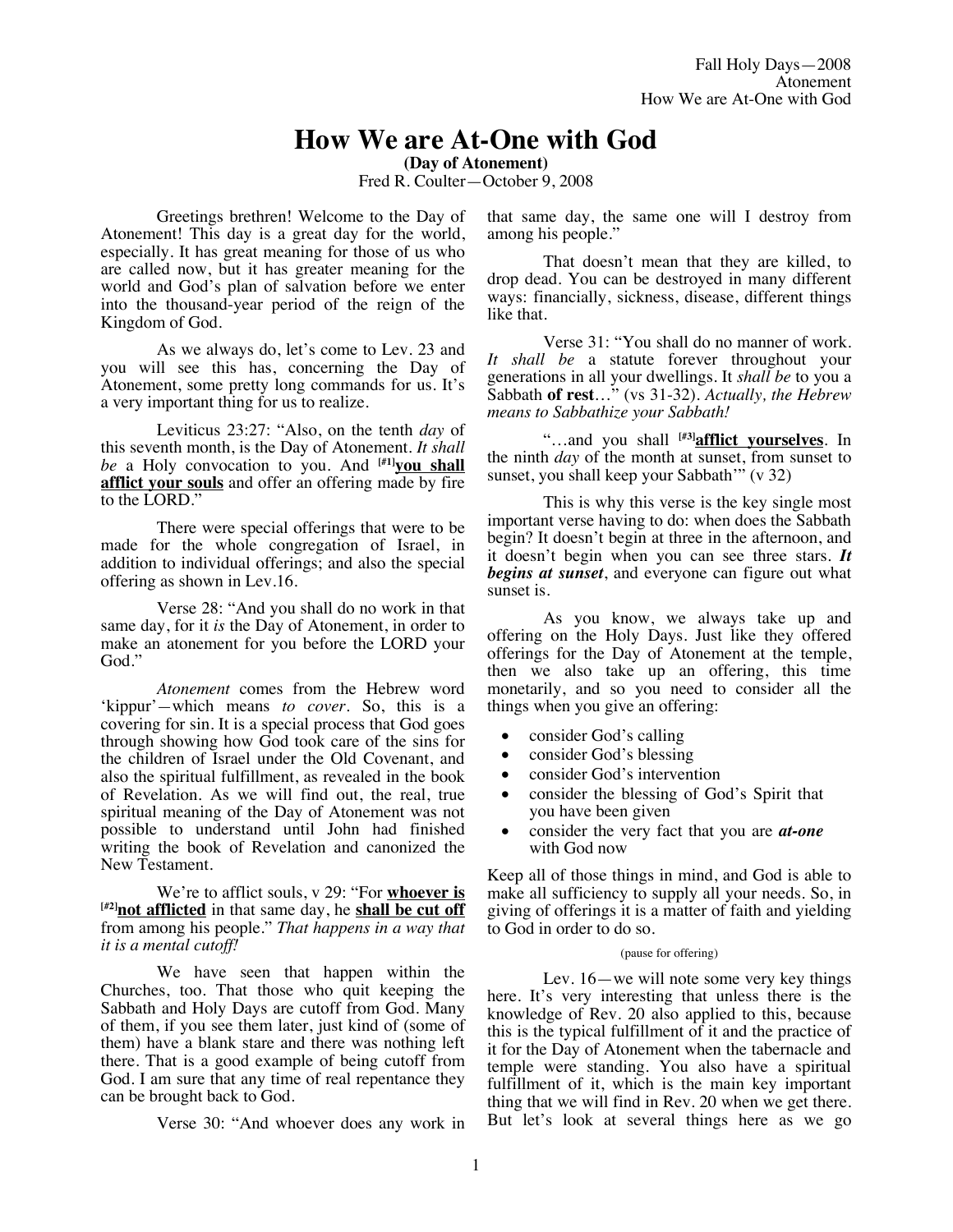# How We are At-One with God

**(Day of Atonement)**

Fred R. Coulter—October 9, 2008

Greetings brethren! Welcome to the Day of Atonement! This day is a great day for the world, especially. It has great meaning for those of us who are called now, but it has greater meaning for the world and God's plan of salvation before we enter into the thousand-year period of the reign of the Kingdom of God.

As we always do, let's come to Lev. 23 and you will see this has, concerning the Day of Atonement, some pretty long commands for us. It's a very important thing for us to realize.

Leviticus 23:27: "Also, on the tenth *day* of this seventh month, is the Day of Atonement. *It shall be* a Holy convocation to you. And [#1]**you shall afflict your souls** and offer an offering made by fire to the LORD."

There were special offerings that were to be made for the whole congregation of Israel, in addition to individual offerings; and also the special offering as shown in Lev.16.

Verse 28: "And you shall do no work in that same day, for it *is* the Day of Atonement, in order to make an atonement for you before the LORD your God."

*Atonement* comes from the Hebrew word 'kippur'—which means *to cover*. So, this is a covering for sin. It is a special process that God goes through showing how God took care of the sins for the children of Israel under the Old Covenant, and also the spiritual fulfillment, as revealed in the book of Revelation. As we will find out, the real, true spiritual meaning of the Day of Atonement was not possible to understand until John had finished writing the book of Revelation and canonized the New Testament.

We're to afflict souls, v 29: "For **whoever is** [#2]**not afflicted** in that same day, he **shall be cut off** from among his people." *That happens in a way that it is a mental cutoff!*

We have seen that happen within the Churches, too. That those who quit keeping the Sabbath and Holy Days are cutoff from God. Many of them, if you see them later, just kind of (some of them) have a blank stare and there was nothing left there. That is a good example of being cutoff from God. I am sure that any time of real repentance they can be brought back to God.

Verse 30: "And whoever does any work in that same day, the same one will I destroy from among his people."

That doesn't mean that they are killed, to drop dead. You can be destroyed in many different ways: financially, sickness, disease, different things like that.

Verse 31: "You shall do no manner of work. *It shall be* a statute forever throughout your generations in all your dwellings. It *shall be* to you a Sabbath **of rest**…" (vs 31-32). *Actually, the Hebrew means to Sabbathize your Sabbath!*

"…and you shall [#3]**afflict yourselves**. In the ninth *day* of the month at sunset, from sunset to sunset, you shall keep your Sabbath'" (v 32)

This is why this verse is the key single most important verse having to do: when does the Sabbath begin? It doesn't begin at three in the afternoon, and it doesn't begin when you can see three stars. ***It begins at sunset***, and everyone can figure out what sunset is.

As you know, we always take up and offering on the Holy Days. Just like they offered offerings for the Day of Atonement at the temple, then we also take up an offering, this time monetarily, and so you need to consider all the things when you give an offering:

- consider God's calling
- consider God's blessing
- consider God's intervention
- consider the blessing of God's Spirit that you have been given
- consider the very fact that you are ***at-one*** with God now

Keep all of those things in mind, and God is able to make all sufficiency to supply all your needs. So, in giving of offerings it is a matter of faith and yielding to God in order to do so.

(pause for offering)

Lev. 16—we will note some very key things here. It's very interesting that unless there is the knowledge of Rev. 20 also applied to this, because this is the typical fulfillment of it and the practice of it for the Day of Atonement when the tabernacle and temple were standing. You also have a spiritual fulfillment of it, which is the main key important thing that we will find in Rev. 20 when we get there. But let's look at several things here as we go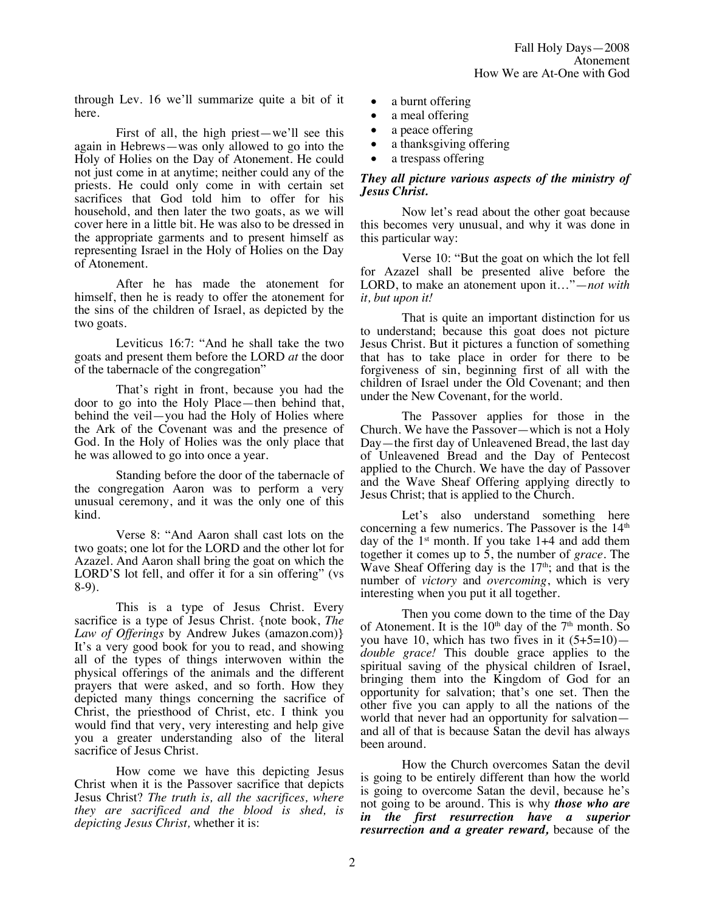through Lev. 16 we'll summarize quite a bit of it here.

First of all, the high priest—we'll see this again in Hebrews—was only allowed to go into the Holy of Holies on the Day of Atonement. He could not just come in at anytime; neither could any of the priests. He could only come in with certain set sacrifices that God told him to offer for his household, and then later the two goats, as we will cover here in a little bit. He was also to be dressed in the appropriate garments and to present himself as representing Israel in the Holy of Holies on the Day of Atonement.

After he has made the atonement for himself, then he is ready to offer the atonement for the sins of the children of Israel, as depicted by the two goats.

Leviticus 16:7: "And he shall take the two goats and present them before the LORD *at* the door of the tabernacle of the congregation"

That's right in front, because you had the door to go into the Holy Place—then behind that, behind the veil—you had the Holy of Holies where the Ark of the Covenant was and the presence of God. In the Holy of Holies was the only place that he was allowed to go into once a year.

Standing before the door of the tabernacle of the congregation Aaron was to perform a very unusual ceremony, and it was the only one of this kind.

Verse 8: "And Aaron shall cast lots on the two goats; one lot for the LORD and the other lot for Azazel. And Aaron shall bring the goat on which the LORD'S lot fell, and offer it for a sin offering" (vs 8-9).

This is a type of Jesus Christ. Every sacrifice is a type of Jesus Christ. {note book, *The Law of Offerings* by Andrew Jukes (amazon.com)} It's a very good book for you to read, and showing all of the types of things interwoven within the physical offerings of the animals and the different prayers that were asked, and so forth. How they depicted many things concerning the sacrifice of Christ, the priesthood of Christ, etc. I think you would find that very, very interesting and help give you a greater understanding also of the literal sacrifice of Jesus Christ.

How come we have this depicting Jesus Christ when it is the Passover sacrifice that depicts Jesus Christ? *The truth is, all the sacrifices, where they are sacrificed and the blood is shed, is depicting Jesus Christ,* whether it is:

- a burnt offering
- a meal offering
- a peace offering
- a thanksgiving offering
- a trespass offering

***They all picture various aspects of the ministry of Jesus Christ.***

Now let's read about the other goat because this becomes very unusual, and why it was done in this particular way:

Verse 10: "But the goat on which the lot fell for Azazel shall be presented alive before the LORD, to make an atonement upon it…"—*not with it, but upon it!*

That is quite an important distinction for us to understand; because this goat does not picture Jesus Christ. But it pictures a function of something that has to take place in order for there to be forgiveness of sin, beginning first of all with the children of Israel under the Old Covenant; and then under the New Covenant, for the world.

The Passover applies for those in the Church. We have the Passover—which is not a Holy Day—the first day of Unleavened Bread, the last day of Unleavened Bread and the Day of Pentecost applied to the Church. We have the day of Passover and the Wave Sheaf Offering applying directly to Jesus Christ; that is applied to the Church.

Let's also understand something here concerning a few numerics. The Passover is the 14th day of the 1st month. If you take 1+4 and add them together it comes up to 5, the number of *grace*. The Wave Sheaf Offering day is the 17th; and that is the number of *victory* and *overcoming*, which is very interesting when you put it all together.

Then you come down to the time of the Day of Atonement. It is the 10th day of the 7th month. So you have 10, which has two fives in it (5+5=10)—*double grace!* This double grace applies to the spiritual saving of the physical children of Israel, bringing them into the Kingdom of God for an opportunity for salvation; that's one set. Then the other five you can apply to all the nations of the world that never had an opportunity for salvation—and all of that is because Satan the devil has always been around.

How the Church overcomes Satan the devil is going to be entirely different than how the world is going to overcome Satan the devil, because he's not going to be around. This is why ***those who are in the first resurrection have a superior resurrection and a greater reward,*** because of the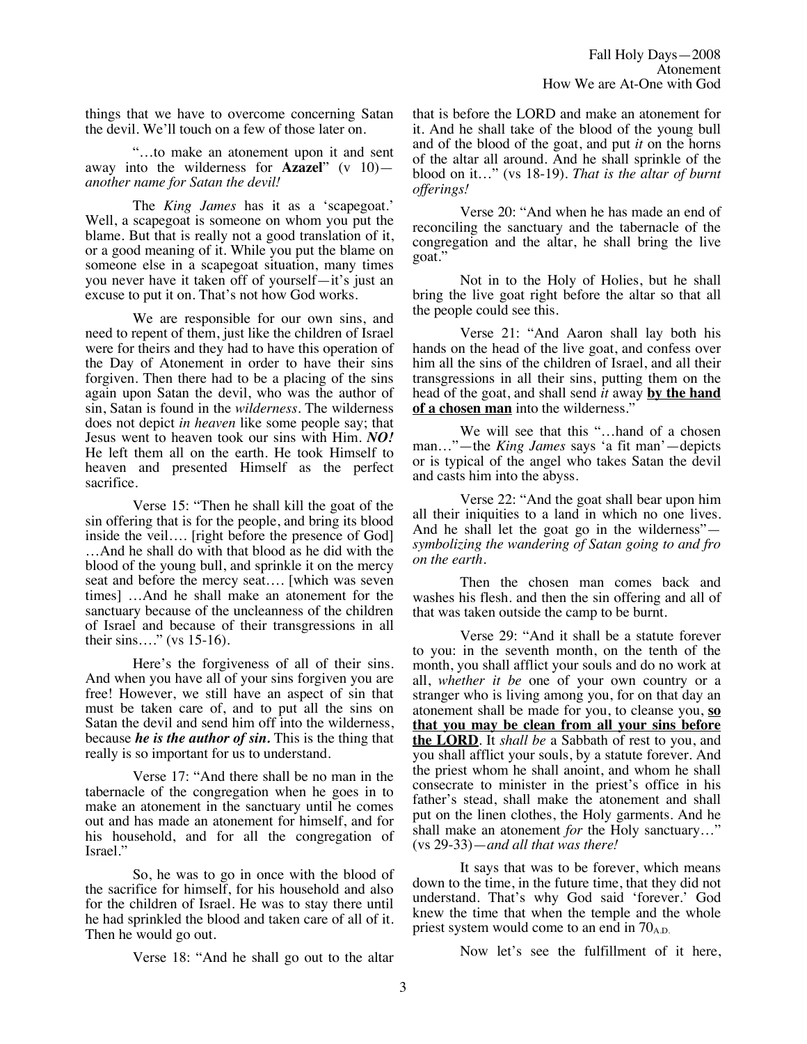things that we have to overcome concerning Satan the devil. We'll touch on a few of those later on.

"…to make an atonement upon it and sent away into the wilderness for **Azazel**" (v 10)—*another name for Satan the devil!*

The *King James* has it as a 'scapegoat.' Well, a scapegoat is someone on whom you put the blame. But that is really not a good translation of it, or a good meaning of it. While you put the blame on someone else in a scapegoat situation, many times you never have it taken off of yourself—it's just an excuse to put it on. That's not how God works.

We are responsible for our own sins, and need to repent of them, just like the children of Israel were for theirs and they had to have this operation of the Day of Atonement in order to have their sins forgiven. Then there had to be a placing of the sins again upon Satan the devil, who was the author of sin, Satan is found in the *wilderness*. The wilderness does not depict *in heaven* like some people say; that Jesus went to heaven took our sins with Him. ***NO!*** He left them all on the earth. He took Himself to heaven and presented Himself as the perfect sacrifice.

Verse 15: "Then he shall kill the goat of the sin offering that is for the people, and bring its blood inside the veil…. [right before the presence of God] …And he shall do with that blood as he did with the blood of the young bull, and sprinkle it on the mercy seat and before the mercy seat…. [which was seven times] …And he shall make an atonement for the sanctuary because of the uncleanness of the children of Israel and because of their transgressions in all their sins…." (vs 15-16).

Here's the forgiveness of all of their sins. And when you have all of your sins forgiven you are free! However, we still have an aspect of sin that must be taken care of, and to put all the sins on Satan the devil and send him off into the wilderness, because ***he is the author of sin.*** This is the thing that really is so important for us to understand.

Verse 17: "And there shall be no man in the tabernacle of the congregation when he goes in to make an atonement in the sanctuary until he comes out and has made an atonement for himself, and for his household, and for all the congregation of Israel."

So, he was to go in once with the blood of the sacrifice for himself, for his household and also for the children of Israel. He was to stay there until he had sprinkled the blood and taken care of all of it. Then he would go out.

Verse 18: "And he shall go out to the altar that is before the LORD and make an atonement for it. And he shall take of the blood of the young bull and of the blood of the goat, and put *it* on the horns of the altar all around. And he shall sprinkle of the blood on it…" (vs 18-19). *That is the altar of burnt offerings!*

Verse 20: "And when he has made an end of reconciling the sanctuary and the tabernacle of the congregation and the altar, he shall bring the live goat."

Not in to the Holy of Holies, but he shall bring the live goat right before the altar so that all the people could see this.

Verse 21: "And Aaron shall lay both his hands on the head of the live goat, and confess over him all the sins of the children of Israel, and all their transgressions in all their sins, putting them on the head of the goat, and shall send *it* away **<u>by the hand of a chosen man</u>** into the wilderness."

We will see that this "…hand of a chosen man…"—the *King James* says 'a fit man'—depicts or is typical of the angel who takes Satan the devil and casts him into the abyss.

Verse 22: "And the goat shall bear upon him all their iniquities to a land in which no one lives. And he shall let the goat go in the wilderness"—*symbolizing the wandering of Satan going to and fro on the earth.*

Then the chosen man comes back and washes his flesh. and then the sin offering and all of that was taken outside the camp to be burnt.

Verse 29: "And it shall be a statute forever to you: in the seventh month, on the tenth of the month, you shall afflict your souls and do no work at all, *whether it be* one of your own country or a stranger who is living among you, for on that day an atonement shall be made for you, to cleanse you, **<u>so that you may be clean from all your sins before the LORD</u>**. It *shall be* a Sabbath of rest to you, and you shall afflict your souls, by a statute forever. And the priest whom he shall anoint, and whom he shall consecrate to minister in the priest's office in his father's stead, shall make the atonement and shall put on the linen clothes, the Holy garments. And he shall make an atonement *for* the Holy sanctuary…" (vs 29-33)—*and all that was there!*

It says that was to be forever, which means down to the time, in the future time, that they did not understand. That's why God said 'forever.' God knew the time that when the temple and the whole priest system would come to an end in $70_{A.D.}$

Now let's see the fulfillment of it here,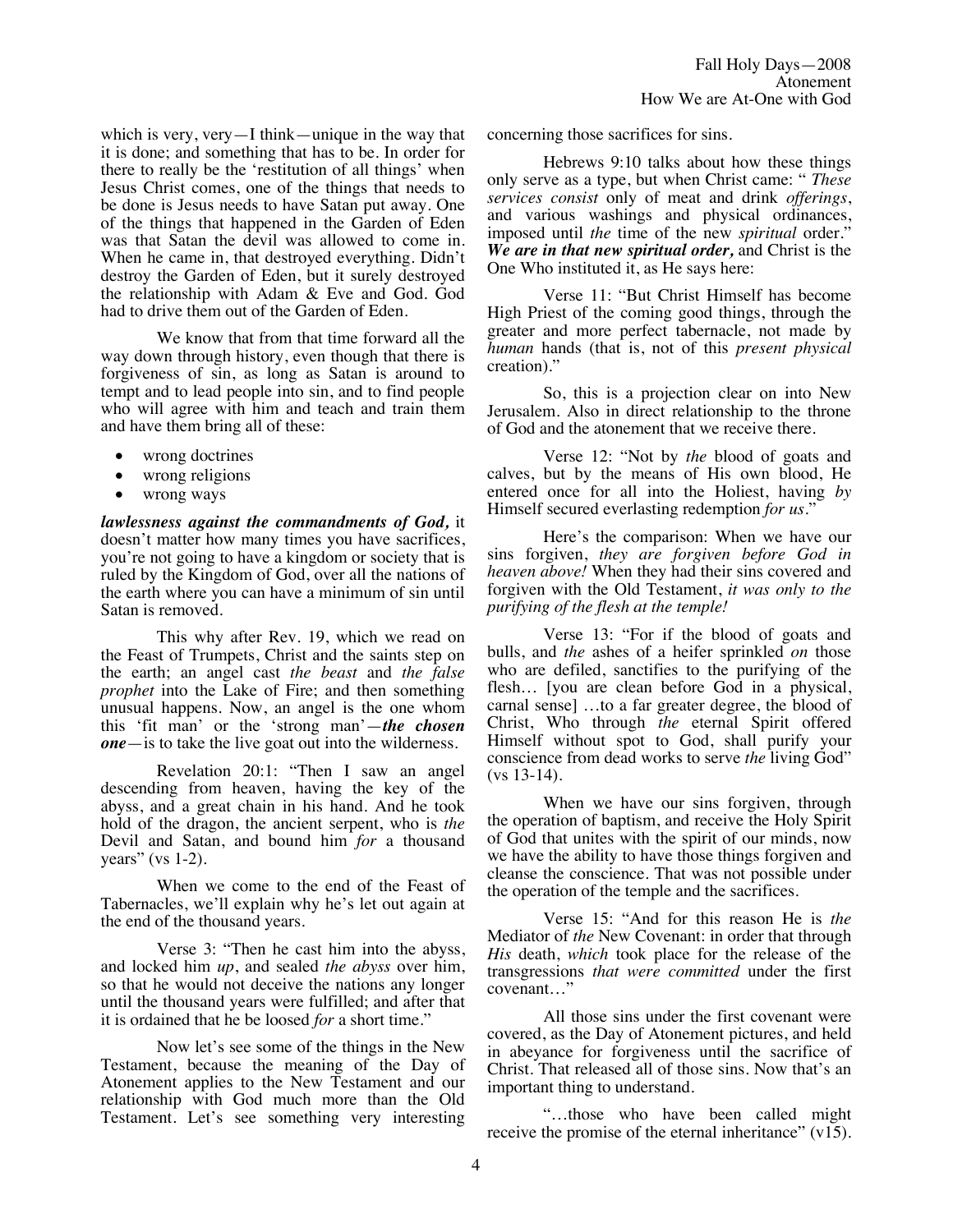which is very, very—I think—unique in the way that it is done; and something that has to be. In order for there to really be the 'restitution of all things' when Jesus Christ comes, one of the things that needs to be done is Jesus needs to have Satan put away. One of the things that happened in the Garden of Eden was that Satan the devil was allowed to come in. When he came in, that destroyed everything. Didn't destroy the Garden of Eden, but it surely destroyed the relationship with Adam & Eve and God. God had to drive them out of the Garden of Eden.

We know that from that time forward all the way down through history, even though that there is forgiveness of sin, as long as Satan is around to tempt and to lead people into sin, and to find people who will agree with him and teach and train them and have them bring all of these:

- wrong doctrines
- wrong religions
- wrong ways

***lawlessness against the commandments of God,*** it doesn't matter how many times you have sacrifices, you're not going to have a kingdom or society that is ruled by the Kingdom of God, over all the nations of the earth where you can have a minimum of sin until Satan is removed.

This why after Rev. 19, which we read on the Feast of Trumpets, Christ and the saints step on the earth; an angel cast *the beast* and *the false prophet* into the Lake of Fire; and then something unusual happens. Now, an angel is the one whom this 'fit man' or the 'strong man'—***the chosen one***—is to take the live goat out into the wilderness.

Revelation 20:1: "Then I saw an angel descending from heaven, having the key of the abyss, and a great chain in his hand. And he took hold of the dragon, the ancient serpent, who is *the* Devil and Satan, and bound him *for* a thousand years" (vs 1-2).

When we come to the end of the Feast of Tabernacles, we'll explain why he's let out again at the end of the thousand years.

Verse 3: "Then he cast him into the abyss, and locked him *up*, and sealed *the abyss* over him, so that he would not deceive the nations any longer until the thousand years were fulfilled; and after that it is ordained that he be loosed *for* a short time."

Now let's see some of the things in the New Testament, because the meaning of the Day of Atonement applies to the New Testament and our relationship with God much more than the Old Testament. Let's see something very interesting concerning those sacrifices for sins.

Hebrews 9:10 talks about how these things only serve as a type, but when Christ came: " *These services consist* only of meat and drink *offerings*, and various washings and physical ordinances, imposed until *the* time of the new *spiritual* order." ***We are in that new spiritual order,*** and Christ is the One Who instituted it, as He says here:

Verse 11: "But Christ Himself has become High Priest of the coming good things, through the greater and more perfect tabernacle, not made by *human* hands (that is, not of this *present physical* creation)."

So, this is a projection clear on into New Jerusalem. Also in direct relationship to the throne of God and the atonement that we receive there.

Verse 12: "Not by *the* blood of goats and calves, but by the means of His own blood, He entered once for all into the Holiest, having *by* Himself secured everlasting redemption *for us*."

Here's the comparison: When we have our sins forgiven, *they are forgiven before God in heaven above!* When they had their sins covered and forgiven with the Old Testament, *it was only to the purifying of the flesh at the temple!*

Verse 13: "For if the blood of goats and bulls, and *the* ashes of a heifer sprinkled *on* those who are defiled, sanctifies to the purifying of the flesh… [you are clean before God in a physical, carnal sense] …to a far greater degree, the blood of Christ, Who through *the* eternal Spirit offered Himself without spot to God, shall purify your conscience from dead works to serve *the* living God" (vs 13-14).

When we have our sins forgiven, through the operation of baptism, and receive the Holy Spirit of God that unites with the spirit of our minds, now we have the ability to have those things forgiven and cleanse the conscience. That was not possible under the operation of the temple and the sacrifices.

Verse 15: "And for this reason He is *the* Mediator of *the* New Covenant: in order that through *His* death, *which* took place for the release of the transgressions *that were committed* under the first covenant…"

All those sins under the first covenant were covered, as the Day of Atonement pictures, and held in abeyance for forgiveness until the sacrifice of Christ. That released all of those sins. Now that's an important thing to understand.

"…those who have been called might receive the promise of the eternal inheritance" (v15).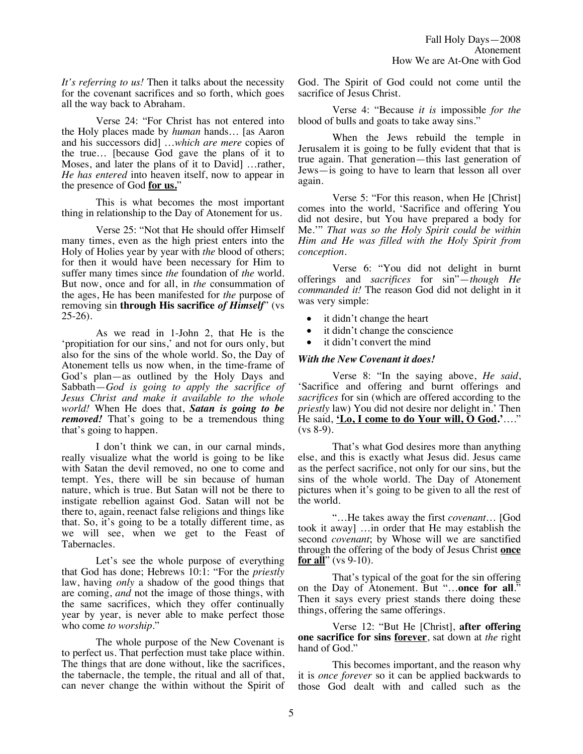*It's referring to us!* Then it talks about the necessity for the covenant sacrifices and so forth, which goes all the way back to Abraham.

Verse 24: "For Christ has not entered into the Holy places made by *human* hands… [as Aaron and his successors did] …*which are mere* copies of the true… [because God gave the plans of it to Moses, and later the plans of it to David] …rather, *He has entered* into heaven itself, now to appear in the presence of God **for us.**"

This is what becomes the most important thing in relationship to the Day of Atonement for us.

Verse 25: "Not that He should offer Himself many times, even as the high priest enters into the Holy of Holies year by year with *the* blood of others; for then it would have been necessary for Him to suffer many times since *the* foundation of *the* world. But now, once and for all, in *the* consummation of the ages, He has been manifested for *the* purpose of removing sin **through His sacrifice *of Himself*"** (vs 25-26).

As we read in 1-John 2, that He is the 'propitiation for our sins,' and not for ours only, but also for the sins of the whole world. So, the Day of Atonement tells us now when, in the time-frame of God's plan—as outlined by the Holy Days and Sabbath—*God is going to apply the sacrifice of Jesus Christ and make it available to the whole world!* When He does that, ***Satan is going to be removed!*** That's going to be a tremendous thing that's going to happen.

I don't think we can, in our carnal minds, really visualize what the world is going to be like with Satan the devil removed, no one to come and tempt. Yes, there will be sin because of human nature, which is true. But Satan will not be there to instigate rebellion against God. Satan will not be there to, again, reenact false religions and things like that. So, it's going to be a totally different time, as we will see, when we get to the Feast of Tabernacles.

Let's see the whole purpose of everything that God has done; Hebrews 10:1: "For the *priestly* law, having *only* a shadow of the good things that are coming, *and* not the image of those things, with the same sacrifices, which they offer continually year by year, is never able to make perfect those who come *to worship*."

The whole purpose of the New Covenant is to perfect us. That perfection must take place within. The things that are done without, like the sacrifices, the tabernacle, the temple, the ritual and all of that, can never change the within without the Spirit of God. The Spirit of God could not come until the sacrifice of Jesus Christ.

Verse 4: "Because *it is* impossible *for the* blood of bulls and goats to take away sins."

When the Jews rebuild the temple in Jerusalem it is going to be fully evident that that is true again. That generation—this last generation of Jews—is going to have to learn that lesson all over again.

Verse 5: "For this reason, when He [Christ] comes into the world, 'Sacrifice and offering You did not desire, but You have prepared a body for Me.'" *That was so the Holy Spirit could be within Him and He was filled with the Holy Spirit from conception.*

Verse 6: "You did not delight in burnt offerings and *sacrifices* for sin"—*though He commanded it!* The reason God did not delight in it was very simple:

- it didn't change the heart
- it didn't change the conscience
- it didn't convert the mind

***With the New Covenant it does!***

Verse 8: "In the saying above, *He said*, 'Sacrifice and offering and burnt offerings and *sacrifices* for sin (which are offered according to the *priestly* law) You did not desire nor delight in.' Then He said, **'Lo, I come to do Your will, O God.'**…." (vs 8-9).

That's what God desires more than anything else, and this is exactly what Jesus did. Jesus came as the perfect sacrifice, not only for our sins, but the sins of the whole world. The Day of Atonement pictures when it's going to be given to all the rest of the world.

"…He takes away the first *covenant*… [God took it away] …in order that He may establish the second *covenant*; by Whose will we are sanctified through the offering of the body of Jesus Christ **once for all**" (vs 9-10).

That's typical of the goat for the sin offering on the Day of Atonement. But "…**once for all**." Then it says every priest stands there doing these things, offering the same offerings.

Verse 12: "But He [Christ], **after offering one sacrifice for sins forever**, sat down at *the* right hand of God."

This becomes important, and the reason why it is *once forever* so it can be applied backwards to those God dealt with and called such as the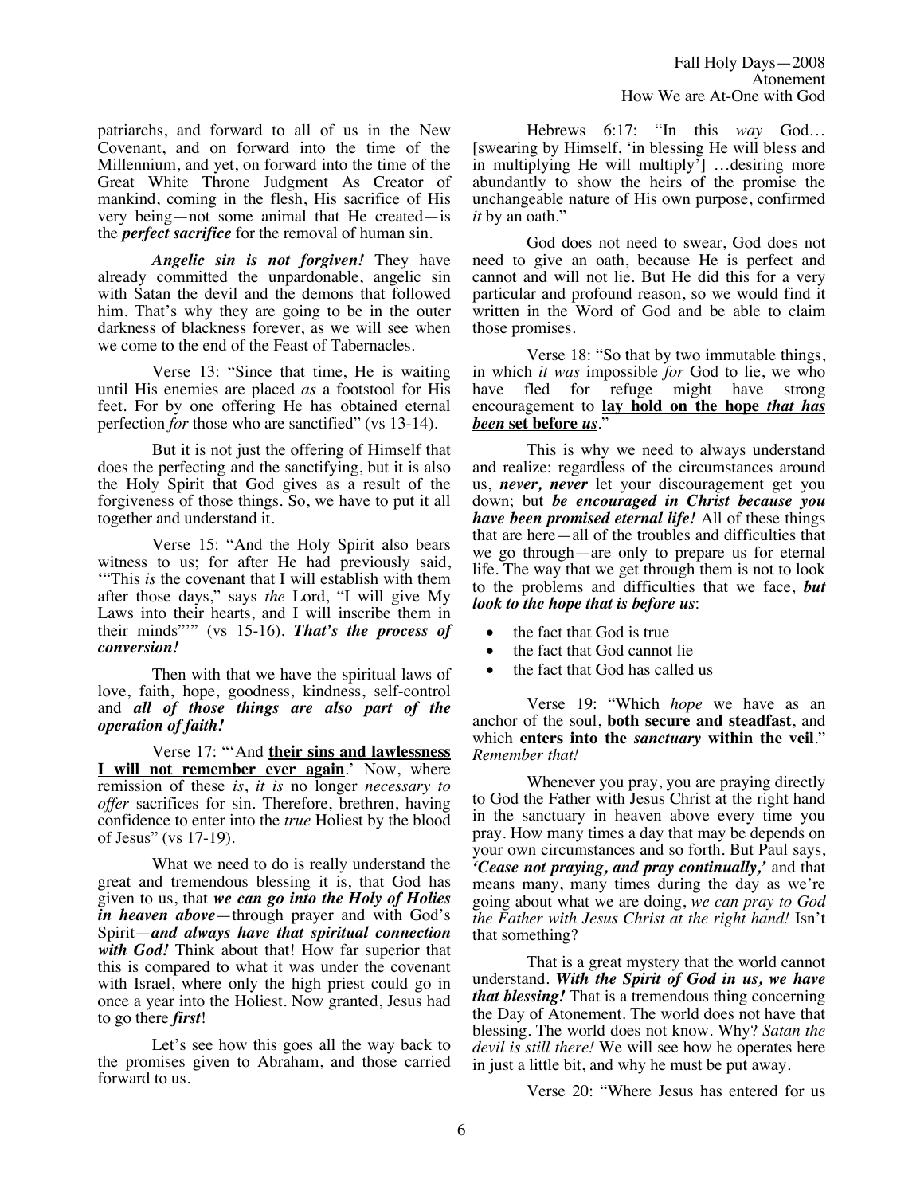patriarchs, and forward to all of us in the New Covenant, and on forward into the time of the Millennium, and yet, on forward into the time of the Great White Throne Judgment As Creator of mankind, coming in the flesh, His sacrifice of His very being—not some animal that He created—is the ***perfect sacrifice*** for the removal of human sin.

***Angelic sin is not forgiven!*** They have already committed the unpardonable, angelic sin with Satan the devil and the demons that followed him. That's why they are going to be in the outer darkness of blackness forever, as we will see when we come to the end of the Feast of Tabernacles.

Verse 13: "Since that time, He is waiting until His enemies are placed *as* a footstool for His feet. For by one offering He has obtained eternal perfection *for* those who are sanctified" (vs 13-14).

But it is not just the offering of Himself that does the perfecting and the sanctifying, but it is also the Holy Spirit that God gives as a result of the forgiveness of those things. So, we have to put it all together and understand it.

Verse 15: "And the Holy Spirit also bears witness to us; for after He had previously said, '"This *is* the covenant that I will establish with them after those days," says *the* Lord, "I will give My Laws into their hearts, and I will inscribe them in their minds"'" (vs 15-16). ***That's the process of conversion!***

Then with that we have the spiritual laws of love, faith, hope, goodness, kindness, self-control and ***all of those things are also part of the operation of faith!***

Verse 17: "'And **<u>their sins and lawlessness I will not remember ever again</u>**.' Now, where remission of these *is*, *it is* no longer *necessary to offer* sacrifices for sin. Therefore, brethren, having confidence to enter into the *true* Holiest by the blood of Jesus" (vs 17-19).

What we need to do is really understand the great and tremendous blessing it is, that God has given to us, that ***we can go into the Holy of Holies in heaven above***—through prayer and with God's Spirit—***and always have that spiritual connection with God!*** Think about that! How far superior that this is compared to what it was under the covenant with Israel, where only the high priest could go in once a year into the Holiest. Now granted, Jesus had to go there ***first***!

Let's see how this goes all the way back to the promises given to Abraham, and those carried forward to us.

Hebrews 6:17: "In this *way* God… [swearing by Himself, 'in blessing He will bless and in multiplying He will multiply'] …desiring more abundantly to show the heirs of the promise the unchangeable nature of His own purpose, confirmed *it* by an oath."

God does not need to swear, God does not need to give an oath, because He is perfect and cannot and will not lie. But He did this for a very particular and profound reason, so we would find it written in the Word of God and be able to claim those promises.

Verse 18: "So that by two immutable things, in which *it was* impossible *for* God to lie, we who have fled for refuge might have strong encouragement to **<u>lay hold on the hope *that has been* set before *us*</u>**."

This is why we need to always understand and realize: regardless of the circumstances around us, ***never, never*** let your discouragement get you down; but ***be encouraged in Christ because you have been promised eternal life!*** All of these things that are here—all of the troubles and difficulties that we go through—are only to prepare us for eternal life. The way that we get through them is not to look to the problems and difficulties that we face, ***but look to the hope that is before us***:

- the fact that God is true
- the fact that God cannot lie
- the fact that God has called us

Verse 19: "Which *hope* we have as an anchor of the soul, **both secure and steadfast**, and which **enters into the *sanctuary* within the veil**." *Remember that!*

Whenever you pray, you are praying directly to God the Father with Jesus Christ at the right hand in the sanctuary in heaven above every time you pray. How many times a day that may be depends on your own circumstances and so forth. But Paul says, ***'Cease not praying, and pray continually,'*** and that means many, many times during the day as we're going about what we are doing, *we can pray to God the Father with Jesus Christ at the right hand!* Isn't that something?

That is a great mystery that the world cannot understand. ***With the Spirit of God in us, we have that blessing!*** That is a tremendous thing concerning the Day of Atonement. The world does not have that blessing. The world does not know. Why? *Satan the devil is still there!* We will see how he operates here in just a little bit, and why he must be put away.

Verse 20: "Where Jesus has entered for us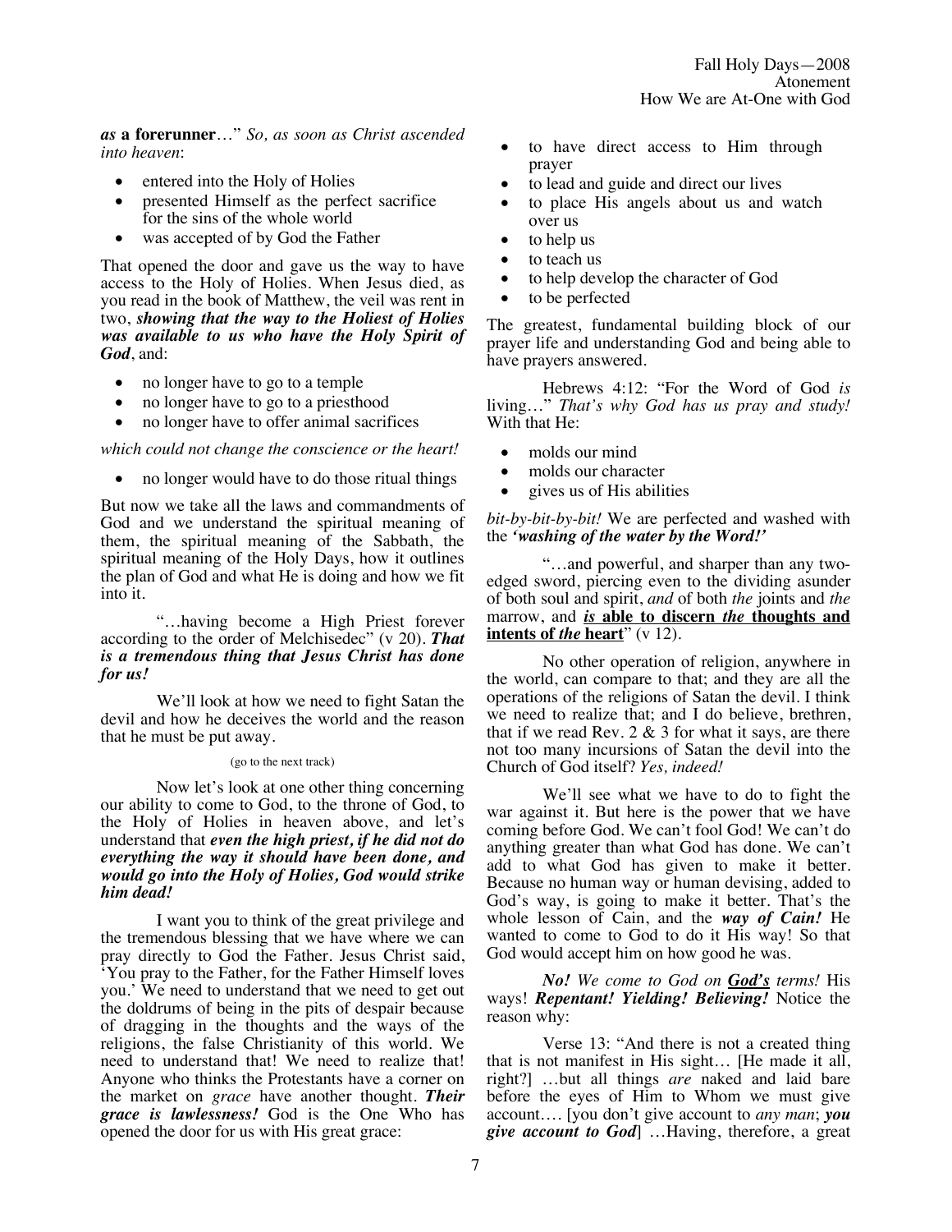***as* a forerunner**…" *So, as soon as Christ ascended into heaven*:

- entered into the Holy of Holies
- presented Himself as the perfect sacrifice for the sins of the whole world
- was accepted of by God the Father

That opened the door and gave us the way to have access to the Holy of Holies. When Jesus died, as you read in the book of Matthew, the veil was rent in two, ***showing that the way to the Holiest of Holies was available to us who have the Holy Spirit of God***, and:

- no longer have to go to a temple
- no longer have to go to a priesthood
- no longer have to offer animal sacrifices

*which could not change the conscience or the heart!*

- no longer would have to do those ritual things

But now we take all the laws and commandments of God and we understand the spiritual meaning of them, the spiritual meaning of the Sabbath, the spiritual meaning of the Holy Days, how it outlines the plan of God and what He is doing and how we fit into it.

"…having become a High Priest forever according to the order of Melchisedec" (v 20). ***That is a tremendous thing that Jesus Christ has done for us!***

We'll look at how we need to fight Satan the devil and how he deceives the world and the reason that he must be put away.

(go to the next track)

Now let's look at one other thing concerning our ability to come to God, to the throne of God, to the Holy of Holies in heaven above, and let's understand that ***even the high priest, if he did not do everything the way it should have been done, and would go into the Holy of Holies, God would strike him dead!***

I want you to think of the great privilege and the tremendous blessing that we have where we can pray directly to God the Father. Jesus Christ said, 'You pray to the Father, for the Father Himself loves you.' We need to understand that we need to get out the doldrums of being in the pits of despair because of dragging in the thoughts and the ways of the religions, the false Christianity of this world. We need to understand that! We need to realize that! Anyone who thinks the Protestants have a corner on the market on *grace* have another thought. ***Their grace is lawlessness!*** God is the One Who has opened the door for us with His great grace:

- to have direct access to Him through prayer
- to lead and guide and direct our lives
- to place His angels about us and watch over us
- to help us
- to teach us
- to help develop the character of God
- to be perfected

The greatest, fundamental building block of our prayer life and understanding God and being able to have prayers answered.

Hebrews 4:12: "For the Word of God *is* living…" *That's why God has us pray and study!* With that He:

- molds our mind
- molds our character
- gives us of His abilities

*bit-by-bit-by-bit!* We are perfected and washed with the ***'washing of the water by the Word!'***

"…and powerful, and sharper than any two-edged sword, piercing even to the dividing asunder of both soul and spirit, *and* of both *the* joints and *the* marrow, and <u>***is*** **able to discern *the* thoughts and intents of *the* heart**</u>" (v 12).

No other operation of religion, anywhere in the world, can compare to that; and they are all the operations of the religions of Satan the devil. I think we need to realize that; and I do believe, brethren, that if we read Rev. 2 & 3 for what it says, are there not too many incursions of Satan the devil into the Church of God itself? *Yes, indeed!*

We'll see what we have to do to fight the war against it. But here is the power that we have coming before God. We can't fool God! We can't do anything greater than what God has done. We can't add to what God has given to make it better. Because no human way or human devising, added to God's way, is going to make it better. That's the whole lesson of Cain, and the ***way of Cain!*** He wanted to come to God to do it His way! So that God would accept him on how good he was.

***No!*** *We come to God on* <u>***God's***</u> *terms!* His ways! ***Repentant! Yielding! Believing!*** Notice the reason why:

Verse 13: "And there is not a created thing that is not manifest in His sight… [He made it all, right?] …but all things *are* naked and laid bare before the eyes of Him to Whom we must give account…. [you don't give account to *any man*; ***you give account to God***] …Having, therefore, a great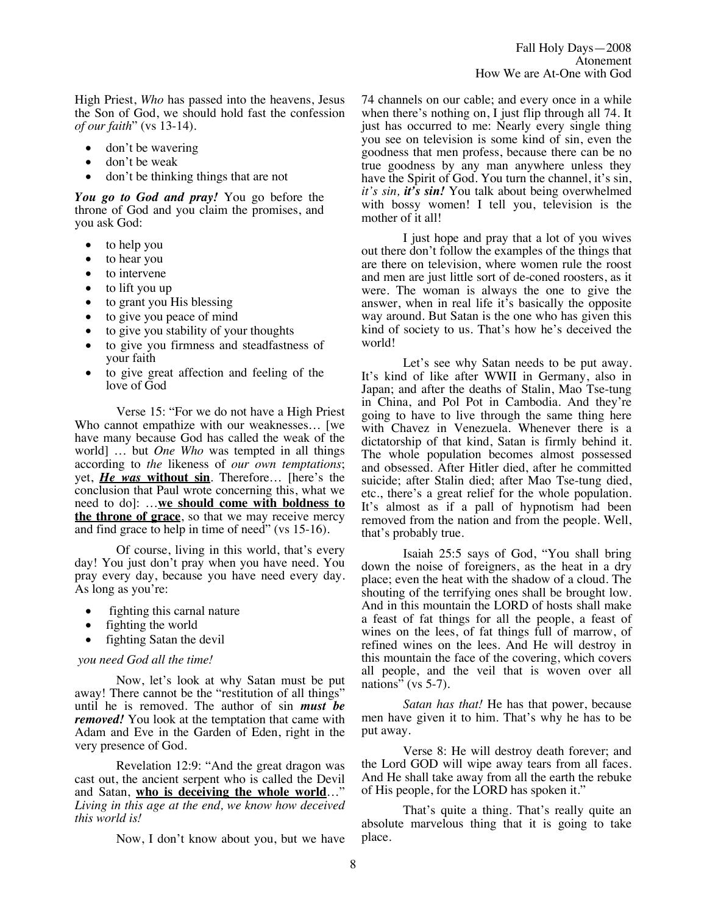High Priest, *Who* has passed into the heavens, Jesus the Son of God, we should hold fast the confession *of our faith*" (vs 13-14).

- don't be wavering
- don't be weak
- don't be thinking things that are not

***You go to God and pray!*** You go before the throne of God and you claim the promises, and you ask God:

- to help you
- to hear you
- to intervene
- to lift you up
- to grant you His blessing
- to give you peace of mind
- to give you stability of your thoughts
- to give you firmness and steadfastness of your faith
- to give great affection and feeling of the love of God

Verse 15: "For we do not have a High Priest Who cannot empathize with our weaknesses… [we have many because God has called the weak of the world] … but *One Who* was tempted in all things according to *the* likeness of *our own temptations*; yet, ***<u>He was</u>* <u>without sin</u>**. Therefore… [here's the conclusion that Paul wrote concerning this, what we need to do]: …**<u>we should come with boldness to the throne of grace</u>**, so that we may receive mercy and find grace to help in time of need" (vs 15-16).

Of course, living in this world, that's every day! You just don't pray when you have need. You pray every day, because you have need every day. As long as you're:

- fighting this carnal nature
- fighting the world
- fighting Satan the devil

*you need God all the time!*

Now, let's look at why Satan must be put away! There cannot be the "restitution of all things" until he is removed. The author of sin ***must be removed!*** You look at the temptation that came with Adam and Eve in the Garden of Eden, right in the very presence of God.

Revelation 12:9: "And the great dragon was cast out, the ancient serpent who is called the Devil and Satan, **<u>who is deceiving the whole world</u>**…" *Living in this age at the end, we know how deceived this world is!*

Now, I don't know about you, but we have 74 channels on our cable; and every once in a while when there's nothing on, I just flip through all 74. It just has occurred to me: Nearly every single thing you see on television is some kind of sin, even the goodness that men profess, because there can be no true goodness by any man anywhere unless they have the Spirit of God. You turn the channel, it's sin, *it's sin, **it's sin!*** You talk about being overwhelmed with bossy women! I tell you, television is the mother of it all!

I just hope and pray that a lot of you wives out there don't follow the examples of the things that are there on television, where women rule the roost and men are just little sort of de-coned roosters, as it were. The woman is always the one to give the answer, when in real life it's basically the opposite way around. But Satan is the one who has given this kind of society to us. That's how he's deceived the world!

Let's see why Satan needs to be put away. It's kind of like after WWII in Germany, also in Japan; and after the deaths of Stalin, Mao Tse-tung in China, and Pol Pot in Cambodia. And they're going to have to live through the same thing here with Chavez in Venezuela. Whenever there is a dictatorship of that kind, Satan is firmly behind it. The whole population becomes almost possessed and obsessed. After Hitler died, after he committed suicide; after Stalin died; after Mao Tse-tung died, etc., there's a great relief for the whole population. It's almost as if a pall of hypnotism had been removed from the nation and from the people. Well, that's probably true.

Isaiah 25:5 says of God, "You shall bring down the noise of foreigners, as the heat in a dry place; even the heat with the shadow of a cloud. The shouting of the terrifying ones shall be brought low. And in this mountain the LORD of hosts shall make a feast of fat things for all the people, a feast of wines on the lees, of fat things full of marrow, of refined wines on the lees. And He will destroy in this mountain the face of the covering, which covers all people, and the veil that is woven over all nations" (vs 5-7).

*Satan has that!* He has that power, because men have given it to him. That's why he has to be put away.

Verse 8: He will destroy death forever; and the Lord GOD will wipe away tears from all faces. And He shall take away from all the earth the rebuke of His people, for the LORD has spoken it."

That's quite a thing. That's really quite an absolute marvelous thing that it is going to take place.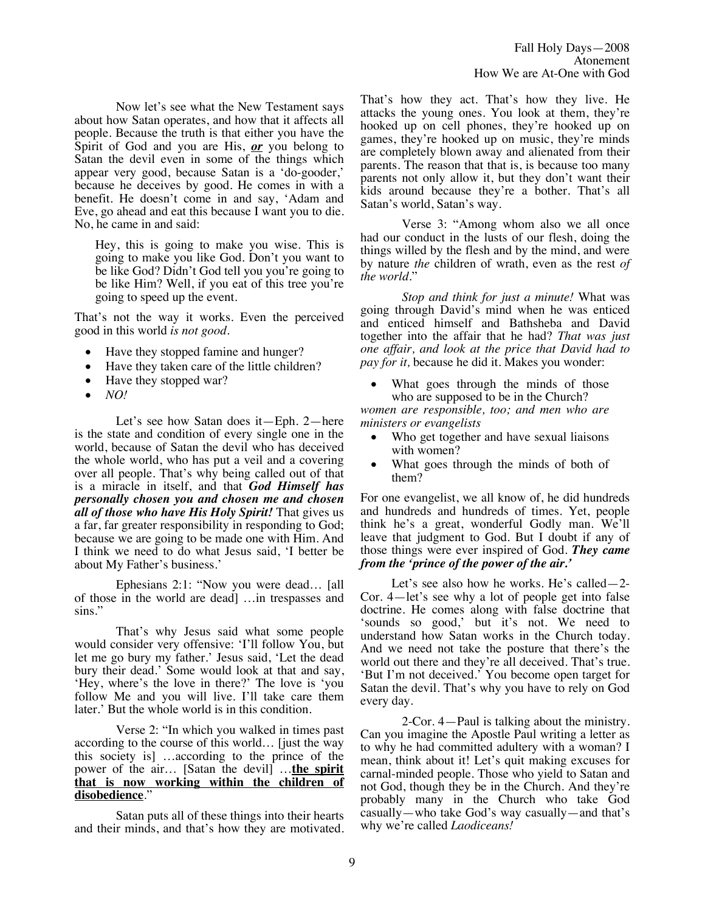Now let's see what the New Testament says about how Satan operates, and how that it affects all people. Because the truth is that either you have the Spirit of God and you are His, ***or*** you belong to Satan the devil even in some of the things which appear very good, because Satan is a 'do-gooder,' because he deceives by good. He comes in with a benefit. He doesn't come in and say, 'Adam and Eve, go ahead and eat this because I want you to die. No, he came in and said:

> Hey, this is going to make you wise. This is going to make you like God. Don't you want to be like God? Didn't God tell you you're going to be like Him? Well, if you eat of this tree you're going to speed up the event.

That's not the way it works. Even the perceived good in this world *is not good.*

- Have they stopped famine and hunger?
- Have they taken care of the little children?
- Have they stopped war?
- *NO!*

Let's see how Satan does it—Eph. 2—here is the state and condition of every single one in the world, because of Satan the devil who has deceived the whole world, who has put a veil and a covering over all people. That's why being called out of that is a miracle in itself, and that ***God Himself has personally chosen you and chosen me and chosen all of those who have His Holy Spirit!*** That gives us a far, far greater responsibility in responding to God; because we are going to be made one with Him. And I think we need to do what Jesus said, 'I better be about My Father's business.'

Ephesians 2:1: "Now you were dead… [all of those in the world are dead] …in trespasses and sins."

That's why Jesus said what some people would consider very offensive: 'I'll follow You, but let me go bury my father.' Jesus said, 'Let the dead bury their dead.' Some would look at that and say, 'Hey, where's the love in there?' The love is 'you follow Me and you will live. I'll take care them later.' But the whole world is in this condition.

Verse 2: "In which you walked in times past according to the course of this world… [just the way this society is] …according to the prince of the power of the air… [Satan the devil] …**<u>the spirit that is now working within the children of disobedience</u>**."

Satan puts all of these things into their hearts and their minds, and that's how they are motivated. That's how they act. That's how they live. He attacks the young ones. You look at them, they're hooked up on cell phones, they're hooked up on games, they're hooked up on music, they're minds are completely blown away and alienated from their parents. The reason that that is, is because too many parents not only allow it, but they don't want their kids around because they're a bother. That's all Satan's world, Satan's way.

Verse 3: "Among whom also we all once had our conduct in the lusts of our flesh, doing the things willed by the flesh and by the mind, and were by nature *the* children of wrath, even as the rest *of the world*."

*Stop and think for just a minute!* What was going through David's mind when he was enticed and enticed himself and Bathsheba and David together into the affair that he had? *That was just one affair, and look at the price that David had to pay for it,* because he did it. Makes you wonder:

- What goes through the minds of those who are supposed to be in the Church?

*women are responsible, too; and men who are ministers or evangelists*

- Who get together and have sexual liaisons with women?
- What goes through the minds of both of them?

For one evangelist, we all know of, he did hundreds and hundreds and hundreds of times. Yet, people think he's a great, wonderful Godly man. We'll leave that judgment to God. But I doubt if any of those things were ever inspired of God. ***They came from the 'prince of the power of the air.'***

Let's see also how he works. He's called—2-Cor. 4—let's see why a lot of people get into false doctrine. He comes along with false doctrine that 'sounds so good,' but it's not. We need to understand how Satan works in the Church today. And we need not take the posture that there's the world out there and they're all deceived. That's true. 'But I'm not deceived.' You become open target for Satan the devil. That's why you have to rely on God every day.

2-Cor. 4—Paul is talking about the ministry. Can you imagine the Apostle Paul writing a letter as to why he had committed adultery with a woman? I mean, think about it! Let's quit making excuses for carnal-minded people. Those who yield to Satan and not God, though they be in the Church. And they're probably many in the Church who take God casually—who take God's way casually—and that's why we're called *Laodiceans!*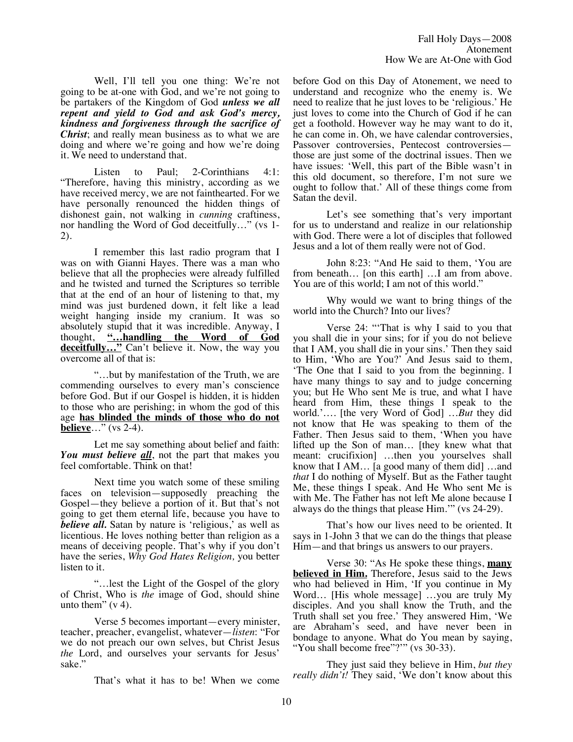Well, I'll tell you one thing: We're not going to be at-one with God, and we're not going to be partakers of the Kingdom of God ***unless we all repent and yield to God and ask God's mercy, kindness and forgiveness through the sacrifice of Christ***; and really mean business as to what we are doing and where we're going and how we're doing it. We need to understand that.

Listen to Paul; 2-Corinthians 4:1: "Therefore, having this ministry, according as we have received mercy, we are not fainthearted. For we have personally renounced the hidden things of dishonest gain, not walking in *cunning* craftiness, nor handling the Word of God deceitfully…" (vs 1-2).

I remember this last radio program that I was on with Gianni Hayes. There was a man who believe that all the prophecies were already fulfilled and he twisted and turned the Scriptures so terrible that at the end of an hour of listening to that, my mind was just burdened down, it felt like a lead weight hanging inside my cranium. It was so absolutely stupid that it was incredible. Anyway, I thought, **"…handling the Word of God deceitfully…"** Can't believe it. Now, the way you overcome all of that is:

"…but by manifestation of the Truth, we are commending ourselves to every man's conscience before God. But if our Gospel is hidden, it is hidden to those who are perishing; in whom the god of this age **has blinded the minds of those who do not believe**…" (vs 2-4).

Let me say something about belief and faith: ***You must believe all***, not the part that makes you feel comfortable. Think on that!

Next time you watch some of these smiling faces on television—supposedly preaching the Gospel—they believe a portion of it. But that's not going to get them eternal life, because you have to ***believe all.*** Satan by nature is 'religious,' as well as licentious. He loves nothing better than religion as a means of deceiving people. That's why if you don't have the series, *Why God Hates Religion,* you better listen to it.

"…lest the Light of the Gospel of the glory of Christ, Who is *the* image of God, should shine unto them" (v 4).

Verse 5 becomes important—every minister, teacher, preacher, evangelist, whatever—*listen*: "For we do not preach our own selves, but Christ Jesus *the* Lord, and ourselves your servants for Jesus' sake."

That's what it has to be! When we come before God on this Day of Atonement, we need to understand and recognize who the enemy is. We need to realize that he just loves to be 'religious.' He just loves to come into the Church of God if he can get a foothold. However way he may want to do it, he can come in. Oh, we have calendar controversies, Passover controversies, Pentecost controversies—those are just some of the doctrinal issues. Then we have issues: 'Well, this part of the Bible wasn't in this old document, so therefore, I'm not sure we ought to follow that.' All of these things come from Satan the devil.

Let's see something that's very important for us to understand and realize in our relationship with God. There were a lot of disciples that followed Jesus and a lot of them really were not of God.

John 8:23: "And He said to them, 'You are from beneath… [on this earth] …I am from above. You are of this world; I am not of this world."

Why would we want to bring things of the world into the Church? Into our lives?

Verse 24: "'That is why I said to you that you shall die in your sins; for if you do not believe that I AM, you shall die in your sins.' Then they said to Him, 'Who are You?' And Jesus said to them, 'The One that I said to you from the beginning. I have many things to say and to judge concerning you; but He Who sent Me is true, and what I have heard from Him, these things I speak to the world.'…. [the very Word of God] …*But* they did not know that He was speaking to them of the Father. Then Jesus said to them, 'When you have lifted up the Son of man… [they knew what that meant: crucifixion] …then you yourselves shall know that I AM… [a good many of them did] …and *that* I do nothing of Myself. But as the Father taught Me, these things I speak. And He Who sent Me is with Me. The Father has not left Me alone because I always do the things that please Him.'" (vs 24-29).

That's how our lives need to be oriented. It says in 1-John 3 that we can do the things that please Him—and that brings us answers to our prayers.

Verse 30: "As He spoke these things, **many believed in Him.** Therefore, Jesus said to the Jews who had believed in Him, 'If you continue in My Word… [His whole message] …you are truly My disciples. And you shall know the Truth, and the Truth shall set you free.' They answered Him, 'We are Abraham's seed, and have never been in bondage to anyone. What do You mean by saying, "You shall become free"?'" (vs 30-33).

They just said they believe in Him, *but they really didn't!* They said, 'We don't know about this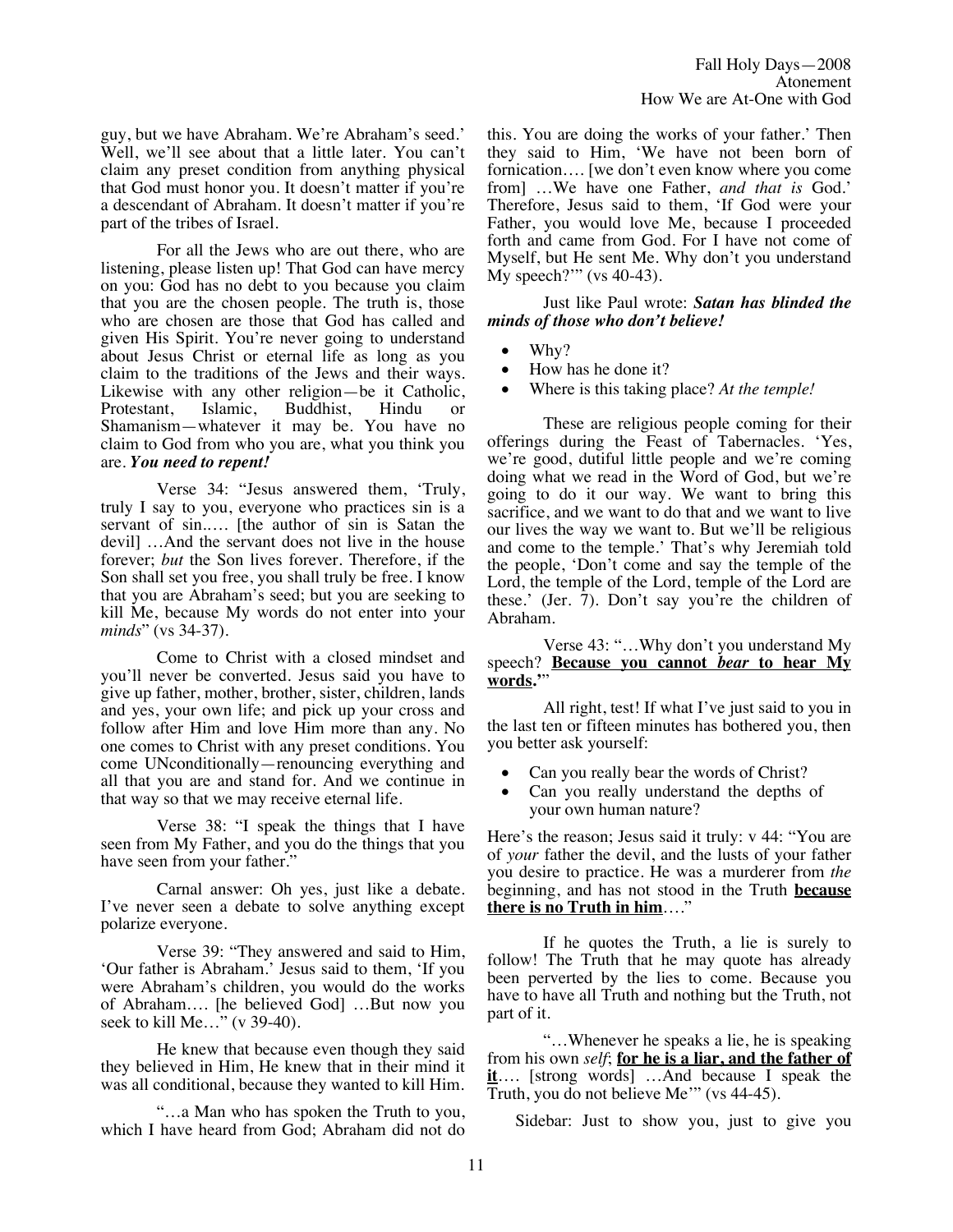guy, but we have Abraham. We're Abraham's seed.' Well, we'll see about that a little later. You can't claim any preset condition from anything physical that God must honor you. It doesn't matter if you're a descendant of Abraham. It doesn't matter if you're part of the tribes of Israel.

For all the Jews who are out there, who are listening, please listen up! That God can have mercy on you: God has no debt to you because you claim that you are the chosen people. The truth is, those who are chosen are those that God has called and given His Spirit. You're never going to understand about Jesus Christ or eternal life as long as you claim to the traditions of the Jews and their ways. Likewise with any other religion—be it Catholic, Protestant, Islamic, Buddhist, Hindu or Shamanism—whatever it may be. You have no claim to God from who you are, what you think you are. ***You need to repent!***

Verse 34: "Jesus answered them, 'Truly, truly I say to you, everyone who practices sin is a servant of sin.…. [the author of sin is Satan the devil] …And the servant does not live in the house forever; *but* the Son lives forever. Therefore, if the Son shall set you free, you shall truly be free. I know that you are Abraham's seed; but you are seeking to kill Me, because My words do not enter into your *minds*" (vs 34-37).

Come to Christ with a closed mindset and you'll never be converted. Jesus said you have to give up father, mother, brother, sister, children, lands and yes, your own life; and pick up your cross and follow after Him and love Him more than any. No one comes to Christ with any preset conditions. You come UNconditionally—renouncing everything and all that you are and stand for. And we continue in that way so that we may receive eternal life.

Verse 38: "I speak the things that I have seen from My Father, and you do the things that you have seen from your father."

Carnal answer: Oh yes, just like a debate. I've never seen a debate to solve anything except polarize everyone.

Verse 39: "They answered and said to Him, 'Our father is Abraham.' Jesus said to them, 'If you were Abraham's children, you would do the works of Abraham…. [he believed God] …But now you seek to kill Me…" (v 39-40).

He knew that because even though they said they believed in Him, He knew that in their mind it was all conditional, because they wanted to kill Him.

"…a Man who has spoken the Truth to you, which I have heard from God; Abraham did not do this. You are doing the works of your father.' Then they said to Him, 'We have not been born of fornication…. [we don't even know where you come from] …We have one Father, *and that is* God.' Therefore, Jesus said to them, 'If God were your Father, you would love Me, because I proceeded forth and came from God. For I have not come of Myself, but He sent Me. Why don't you understand My speech?'" (vs 40-43).

Just like Paul wrote: ***Satan has blinded the minds of those who don't believe!***

- Why?
- How has he done it?
- Where is this taking place? *At the temple!*

These are religious people coming for their offerings during the Feast of Tabernacles. 'Yes, we're good, dutiful little people and we're coming doing what we read in the Word of God, but we're going to do it our way. We want to bring this sacrifice, and we want to do that and we want to live our lives the way we want to. But we'll be religious and come to the temple.' That's why Jeremiah told the people, 'Don't come and say the temple of the Lord, the temple of the Lord, temple of the Lord are these.' (Jer. 7). Don't say you're the children of Abraham.

Verse 43: "…Why don't you understand My speech? **Because you cannot *bear* to hear My words.**'"

All right, test! If what I've just said to you in the last ten or fifteen minutes has bothered you, then you better ask yourself:

- Can you really bear the words of Christ?
- Can you really understand the depths of your own human nature?

Here's the reason; Jesus said it truly: v 44: "You are of *your* father the devil, and the lusts of your father you desire to practice. He was a murderer from *the* beginning, and has not stood in the Truth **because there is no Truth in him**…."

If he quotes the Truth, a lie is surely to follow! The Truth that he may quote has already been perverted by the lies to come. Because you have to have all Truth and nothing but the Truth, not part of it.

"…Whenever he speaks a lie, he is speaking from his own *self*; **for he is a liar, and the father of it**…. [strong words] …And because I speak the Truth, you do not believe Me'" (vs 44-45).

Sidebar: Just to show you, just to give you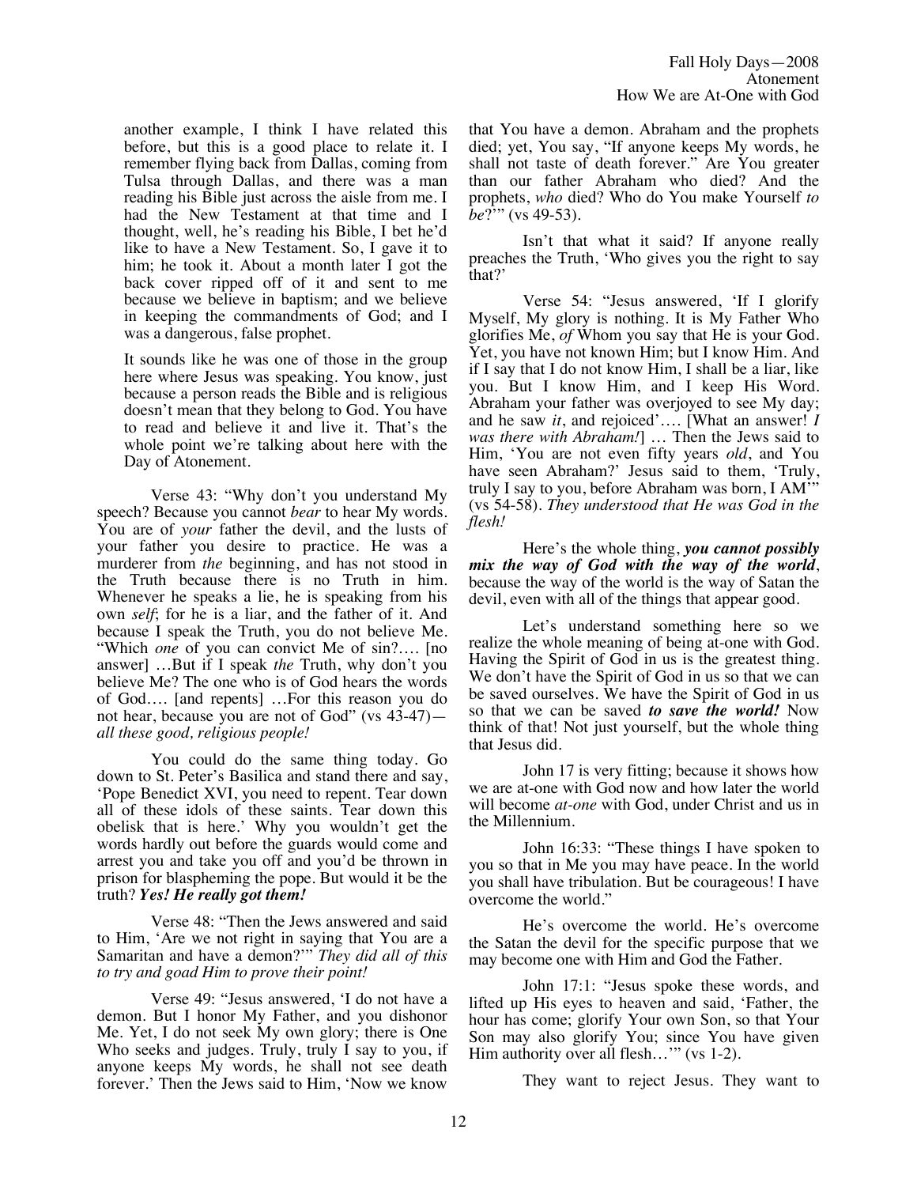another example, I think I have related this before, but this is a good place to relate it. I remember flying back from Dallas, coming from Tulsa through Dallas, and there was a man reading his Bible just across the aisle from me. I had the New Testament at that time and I thought, well, he's reading his Bible, I bet he'd like to have a New Testament. So, I gave it to him; he took it. About a month later I got the back cover ripped off of it and sent to me because we believe in baptism; and we believe in keeping the commandments of God; and I was a dangerous, false prophet.

It sounds like he was one of those in the group here where Jesus was speaking. You know, just because a person reads the Bible and is religious doesn't mean that they belong to God. You have to read and believe it and live it. That's the whole point we're talking about here with the Day of Atonement.

Verse 43: "Why don't you understand My speech? Because you cannot *bear* to hear My words. You are of *your* father the devil, and the lusts of your father you desire to practice. He was a murderer from *the* beginning, and has not stood in the Truth because there is no Truth in him. Whenever he speaks a lie, he is speaking from his own *self*; for he is a liar, and the father of it. And because I speak the Truth, you do not believe Me. "Which *one* of you can convict Me of sin?…. [no answer] …But if I speak *the* Truth, why don't you believe Me? The one who is of God hears the words of God…. [and repents] …For this reason you do not hear, because you are not of God" (vs 43-47)—*all these good, religious people!*

You could do the same thing today. Go down to St. Peter's Basilica and stand there and say, 'Pope Benedict XVI, you need to repent. Tear down all of these idols of these saints. Tear down this obelisk that is here.' Why you wouldn't get the words hardly out before the guards would come and arrest you and take you off and you'd be thrown in prison for blaspheming the pope. But would it be the truth? ***Yes! He really got them!***

Verse 48: "Then the Jews answered and said to Him, 'Are we not right in saying that You are a Samaritan and have a demon?'" *They did all of this to try and goad Him to prove their point!*

Verse 49: "Jesus answered, 'I do not have a demon. But I honor My Father, and you dishonor Me. Yet, I do not seek My own glory; there is One Who seeks and judges. Truly, truly I say to you, if anyone keeps My words, he shall not see death forever.' Then the Jews said to Him, 'Now we know that You have a demon. Abraham and the prophets died; yet, You say, "If anyone keeps My words, he shall not taste of death forever." Are You greater than our father Abraham who died? And the prophets, *who* died? Who do You make Yourself *to be*?'" (vs 49-53).

Isn't that what it said? If anyone really preaches the Truth, 'Who gives you the right to say that?'

Verse 54: "Jesus answered, 'If I glorify Myself, My glory is nothing. It is My Father Who glorifies Me, *of* Whom you say that He is your God. Yet, you have not known Him; but I know Him. And if I say that I do not know Him, I shall be a liar, like you. But I know Him, and I keep His Word. Abraham your father was overjoyed to see My day; and he saw *it*, and rejoiced'…. [What an answer! *I was there with Abraham!*] … Then the Jews said to Him, 'You are not even fifty years *old*, and You have seen Abraham?' Jesus said to them, 'Truly, truly I say to you, before Abraham was born, I AM'" (vs 54-58). *They understood that He was God in the flesh!*

Here's the whole thing, ***you cannot possibly mix the way of God with the way of the world***, because the way of the world is the way of Satan the devil, even with all of the things that appear good.

Let's understand something here so we realize the whole meaning of being at-one with God. Having the Spirit of God in us is the greatest thing. We don't have the Spirit of God in us so that we can be saved ourselves. We have the Spirit of God in us so that we can be saved ***to save the world!*** Now think of that! Not just yourself, but the whole thing that Jesus did.

John 17 is very fitting; because it shows how we are at-one with God now and how later the world will become *at-one* with God, under Christ and us in the Millennium.

John 16:33: "These things I have spoken to you so that in Me you may have peace. In the world you shall have tribulation. But be courageous! I have overcome the world."

He's overcome the world. He's overcome the Satan the devil for the specific purpose that we may become one with Him and God the Father.

John 17:1: "Jesus spoke these words, and lifted up His eyes to heaven and said, 'Father, the hour has come; glorify Your own Son, so that Your Son may also glorify You; since You have given Him authority over all flesh…'" (vs 1-2).

They want to reject Jesus. They want to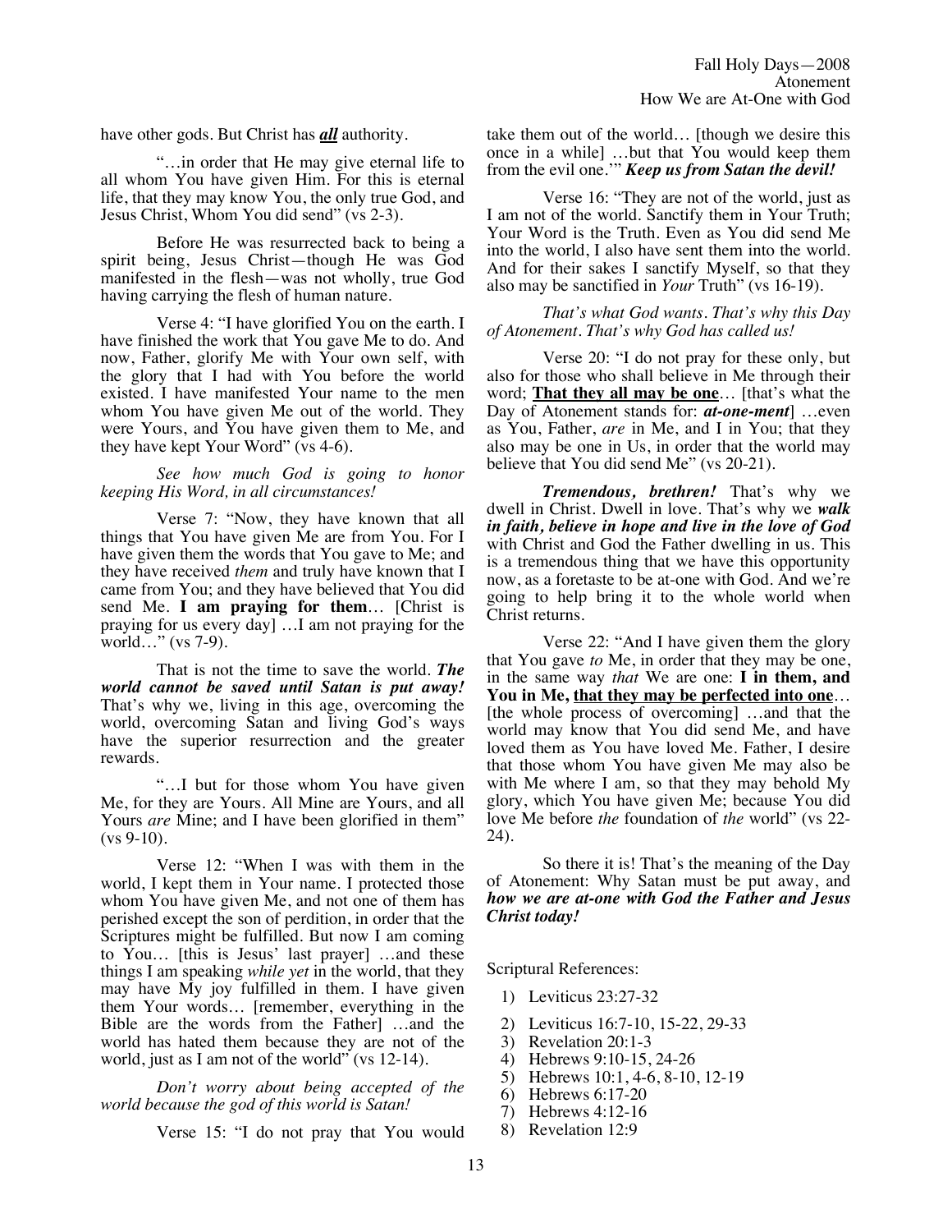have other gods. But Christ has ***all*** authority.

"…in order that He may give eternal life to all whom You have given Him. For this is eternal life, that they may know You, the only true God, and Jesus Christ, Whom You did send" (vs 2-3).

Before He was resurrected back to being a spirit being, Jesus Christ—though He was God manifested in the flesh—was not wholly, true God having carrying the flesh of human nature.

Verse 4: "I have glorified You on the earth. I have finished the work that You gave Me to do. And now, Father, glorify Me with Your own self, with the glory that I had with You before the world existed. I have manifested Your name to the men whom You have given Me out of the world. They were Yours, and You have given them to Me, and they have kept Your Word" (vs 4-6).

*See how much God is going to honor keeping His Word, in all circumstances!*

Verse 7: "Now, they have known that all things that You have given Me are from You. For I have given them the words that You gave to Me; and they have received *them* and truly have known that I came from You; and they have believed that You did send Me. **I am praying for them**… [Christ is praying for us every day] …I am not praying for the world…" (vs 7-9).

That is not the time to save the world. ***The world cannot be saved until Satan is put away!*** That's why we, living in this age, overcoming the world, overcoming Satan and living God's ways have the superior resurrection and the greater rewards.

"…I but for those whom You have given Me, for they are Yours. All Mine are Yours, and all Yours *are* Mine; and I have been glorified in them" (vs 9-10).

Verse 12: "When I was with them in the world, I kept them in Your name. I protected those whom You have given Me, and not one of them has perished except the son of perdition, in order that the Scriptures might be fulfilled. But now I am coming to You… [this is Jesus' last prayer] …and these things I am speaking *while yet* in the world, that they may have My joy fulfilled in them. I have given them Your words… [remember, everything in the Bible are the words from the Father] …and the world has hated them because they are not of the world, just as I am not of the world" (vs 12-14).

*Don't worry about being accepted of the world because the god of this world is Satan!*

Verse 15: "I do not pray that You would take them out of the world… [though we desire this once in a while] …but that You would keep them from the evil one.'" ***Keep us from Satan the devil!***

Verse 16: "They are not of the world, just as I am not of the world. Sanctify them in Your Truth; Your Word is the Truth. Even as You did send Me into the world, I also have sent them into the world. And for their sakes I sanctify Myself, so that they also may be sanctified in *Your* Truth" (vs 16-19).

*That's what God wants. That's why this Day of Atonement. That's why God has called us!*

Verse 20: "I do not pray for these only, but also for those who shall believe in Me through their word; **That they all may be one**… [that's what the Day of Atonement stands for: ***at-one-ment***] …even as You, Father, *are* in Me, and I in You; that they also may be one in Us, in order that the world may believe that You did send Me" (vs 20-21).

***Tremendous, brethren!*** That's why we dwell in Christ. Dwell in love. That's why we ***walk in faith, believe in hope and live in the love of God*** with Christ and God the Father dwelling in us. This is a tremendous thing that we have this opportunity now, as a foretaste to be at-one with God. And we're going to help bring it to the whole world when Christ returns.

Verse 22: "And I have given them the glory that You gave *to* Me, in order that they may be one, in the same way *that* We are one: **I in them, and You in Me, that they may be perfected into one**… [the whole process of overcoming] …and that the world may know that You did send Me, and have loved them as You have loved Me. Father, I desire that those whom You have given Me may also be with Me where I am, so that they may behold My glory, which You have given Me; because You did love Me before *the* foundation of *the* world" (vs 22-24).

So there it is! That's the meaning of the Day of Atonement: Why Satan must be put away, and ***how we are at-one with God the Father and Jesus Christ today!***

Scriptural References:

1) Leviticus 23:27-32
2) Leviticus 16:7-10, 15-22, 29-33
3) Revelation 20:1-3
4) Hebrews 9:10-15, 24-26
5) Hebrews 10:1, 4-6, 8-10, 12-19
6) Hebrews 6:17-20
7) Hebrews 4:12-16
8) Revelation 12:9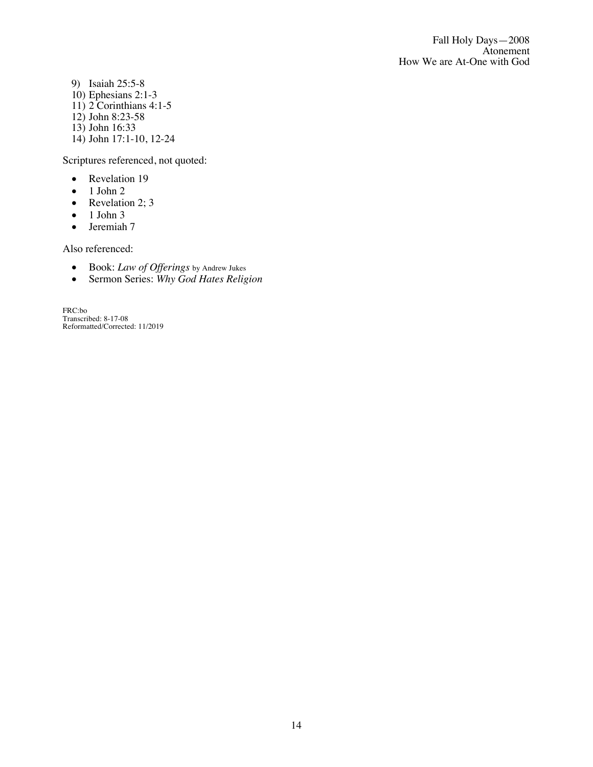9) Isaiah 25:5-8
10) Ephesians 2:1-3
11) 2 Corinthians 4:1-5
12) John 8:23-58
13) John 16:33
14) John 17:1-10, 12-24

Scriptures referenced, not quoted:

- Revelation 19
- 1 John 2
- Revelation 2; 3
- 1 John 3
- Jeremiah 7

Also referenced:

- Book: *Law of Offerings* by Andrew Jukes
- Sermon Series: *Why God Hates Religion*

FRC:bo
Transcribed: 8-17-08
Reformatted/Corrected: 11/2019